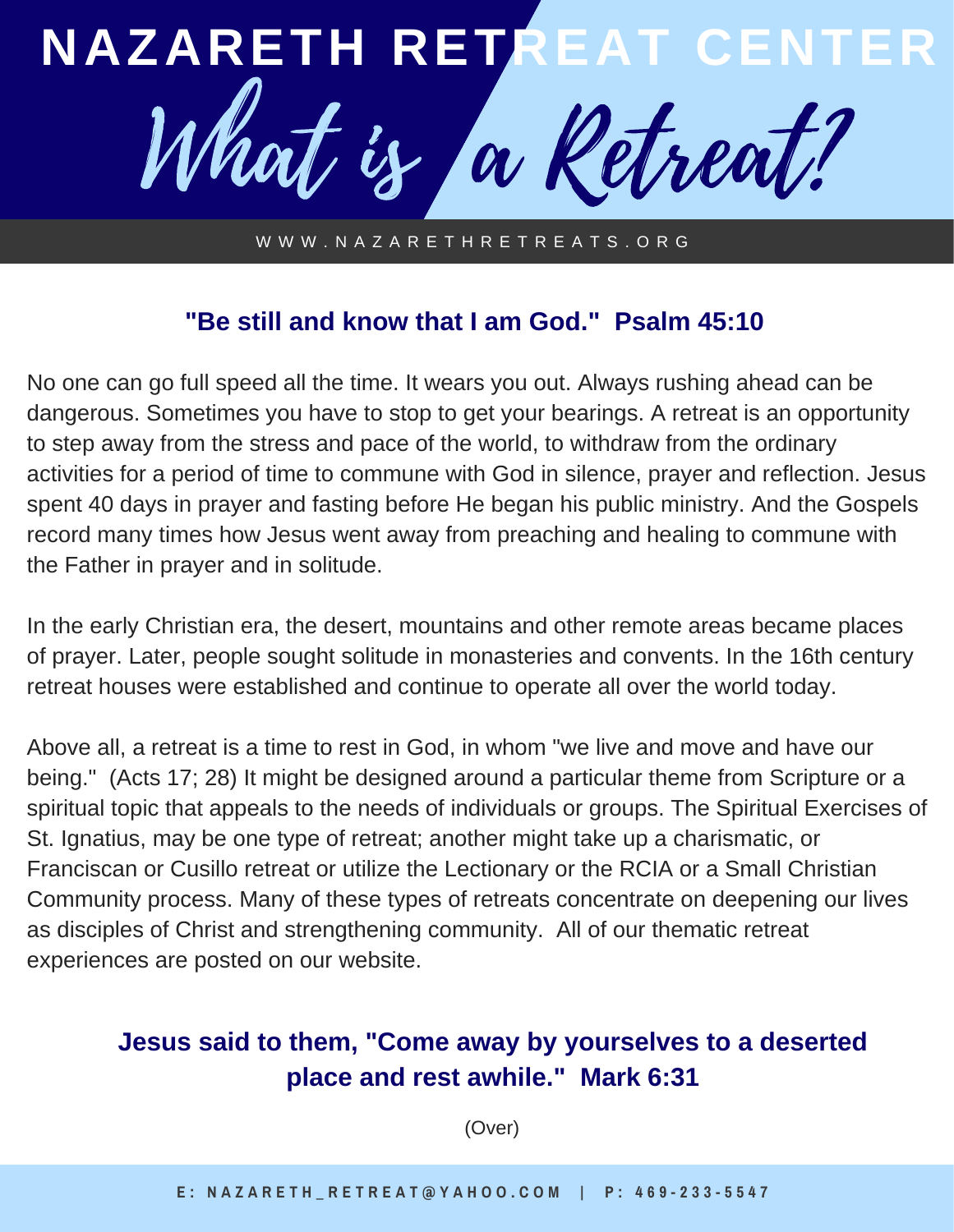# NAZARETH RETREAT CENTER

# What is a Retreat?

WWW.NAZARETHRETREATS.ORG

### "Be still and know that I am God." Psalm 45:10

No one can go full speed all the time. It wears you out. Always rushing ahead can be dangerous. Sometimes you have to stop to get your bearings. A retreat is an opportunity to step away from the stress and pace of the world, to withdraw from the ordinary activities for a period of time to commune with God in silence, prayer and reflection. Jesus spent 40 days in prayer and fasting before He began his public ministry. And the Gospels record many times how Jesus went away from preaching and healing to commune with the Father in prayer and in solitude.

In the early Christian era, the desert, mountains and other remote areas became places of prayer. Later, people sought solitude in monasteries and convents. In the 16th century retreat houses were established and continue to operate all over the world today.

Above all, a retreat is a time to rest in God, in whom "we live and move and have our being." (Acts 17; 28) It might be designed around a particular theme from Scripture or a spiritual topic that appeals to the needs of individuals or groups. The Spiritual Exercises of St. Ignatius, may be one type of retreat; another might take up a charismatic, or Franciscan or Cusillo retreat or utilize the Lectionary or the RCIA or a Small Christian Community process. Many of these types of retreats concentrate on deepening our lives as disciples of Christ and strengthening community. All of our thematic retreat experiences are posted on our website.

### Jesus said to them, "Come away by yourselves to a deserted place and rest awhile." Mark 6:31

(Over)

E: NAZARETH_RETREAT@YAHOO.COM | P: 469-233-5547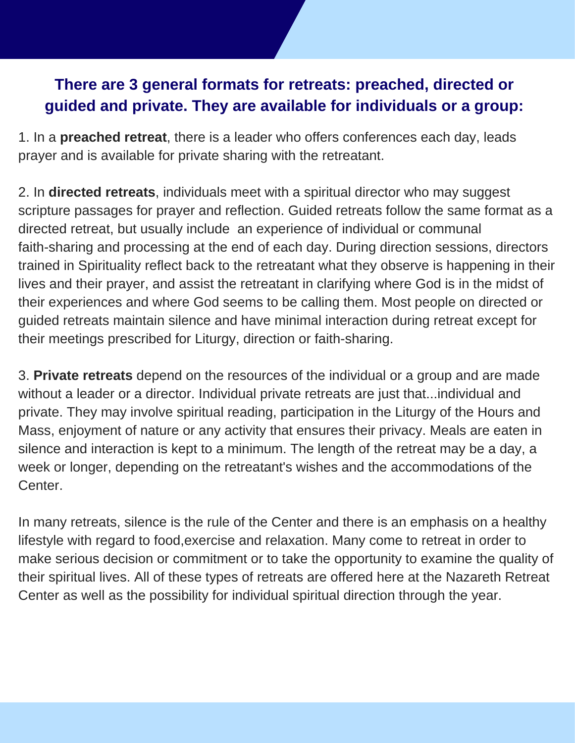## There are 3 general formats for retreats: preached, directed or guided and private. They are available for individuals or a group:

1. In a **preached retreat**, there is a leader who offers conferences each day, leads prayer and is available for private sharing with the retreatant.

2. In **directed retreats**, individuals meet with a spiritual director who may suggest scripture passages for prayer and reflection. Guided retreats follow the same format as a directed retreat, but usually include an experience of individual or communal faith-sharing and processing at the end of each day. During direction sessions, directors trained in Spirituality reflect back to the retreatant what they observe is happening in their lives and their prayer, and assist the retreatant in clarifying where God is in the midst of their experiences and where God seems to be calling them. Most people on directed or guided retreats maintain silence and have minimal interaction during retreat except for their meetings prescribed for Liturgy, direction or faith-sharing.

3. **Private retreats** depend on the resources of the individual or a group and are made without a leader or a director. Individual private retreats are just that...individual and private. They may involve spiritual reading, participation in the Liturgy of the Hours and Mass, enjoyment of nature or any activity that ensures their privacy. Meals are eaten in silence and interaction is kept to a minimum. The length of the retreat may be a day, a week or longer, depending on the retreatant's wishes and the accommodations of the Center.

In many retreats, silence is the rule of the Center and there is an emphasis on a healthy lifestyle with regard to food,exercise and relaxation. Many come to retreat in order to make serious decision or commitment or to take the opportunity to examine the quality of their spiritual lives. All of these types of retreats are offered here at the Nazareth Retreat Center as well as the possibility for individual spiritual direction through the year.